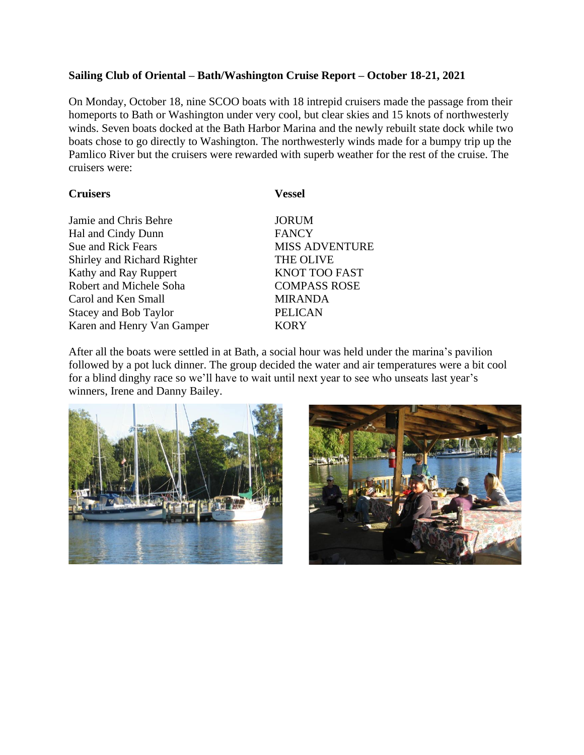**Sailing Club of Oriental – Bath/Washington Cruise Report – October 18-21, 2021**

On Monday, October 18, nine SCOO boats with 18 intrepid cruisers made the passage from their homeports to Bath or Washington under very cool, but clear skies and 15 knots of northwesterly winds. Seven boats docked at the Bath Harbor Marina and the newly rebuilt state dock while two boats chose to go directly to Washington. The northwesterly winds made for a bumpy trip up the Pamlico River but the cruisers were rewarded with superb weather for the rest of the cruise. The cruisers were:

| **Cruisers** | **Vessel** |
|---|---|
| Jamie and Chris Behre | JORUM |
| Hal and Cindy Dunn | FANCY |
| Sue and Rick Fears | MISS ADVENTURE |
| Shirley and Richard Righter | THE OLIVE |
| Kathy and Ray Ruppert | KNOT TOO FAST |
| Robert and Michele Soha | COMPASS ROSE |
| Carol and Ken Small | MIRANDA |
| Stacey and Bob Taylor | PELICAN |
| Karen and Henry Van Gamper | KORY |

After all the boats were settled in at Bath, a social hour was held under the marina's pavilion followed by a pot luck dinner. The group decided the water and air temperatures were a bit cool for a blind dinghy race so we'll have to wait until next year to see who unseats last year's winners, Irene and Danny Bailey.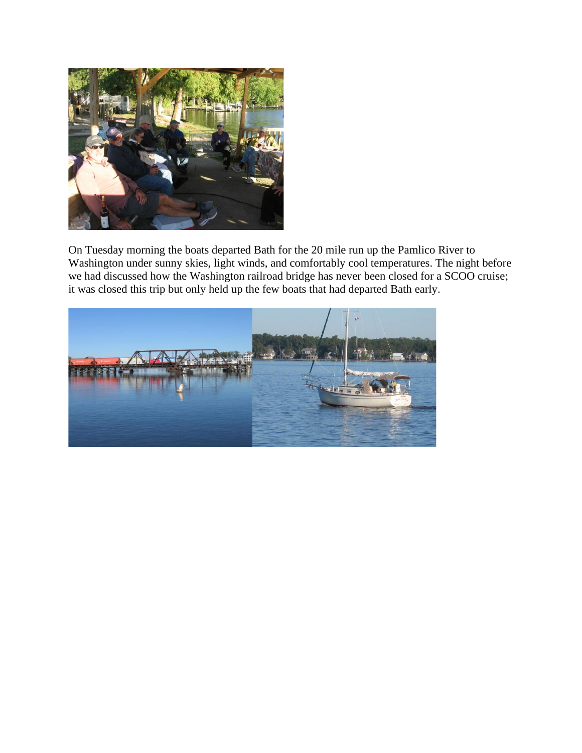On Tuesday morning the boats departed Bath for the 20 mile run up the Pamlico River to Washington under sunny skies, light winds, and comfortably cool temperatures. The night before we had discussed how the Washington railroad bridge has never been closed for a SCOO cruise; it was closed this trip but only held up the few boats that had departed Bath early.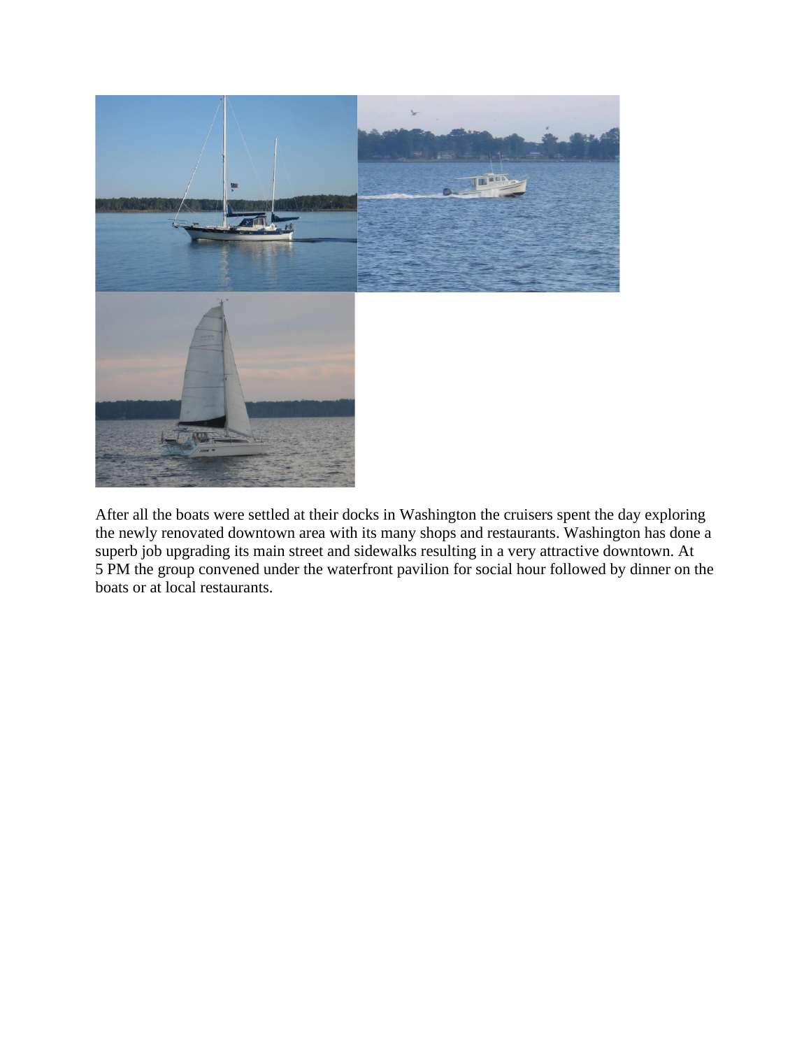After all the boats were settled at their docks in Washington the cruisers spent the day exploring the newly renovated downtown area with its many shops and restaurants. Washington has done a superb job upgrading its main street and sidewalks resulting in a very attractive downtown. At 5 PM the group convened under the waterfront pavilion for social hour followed by dinner on the boats or at local restaurants.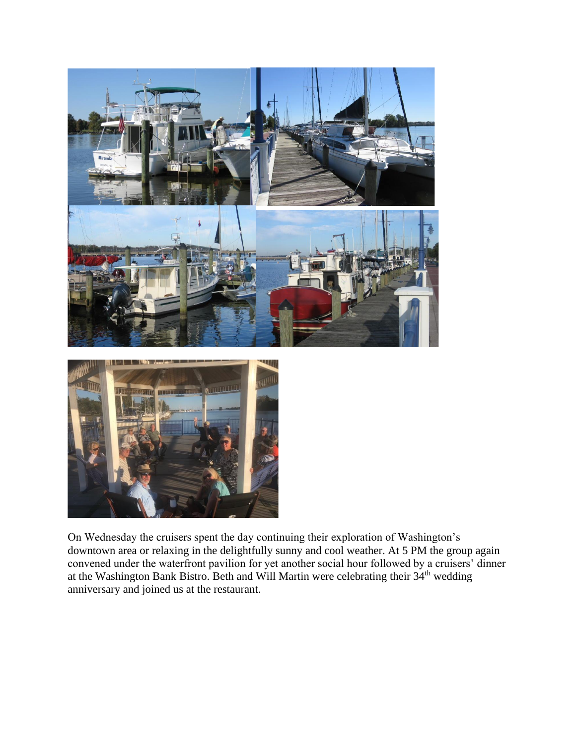On Wednesday the cruisers spent the day continuing their exploration of Washington's downtown area or relaxing in the delightfully sunny and cool weather. At 5 PM the group again convened under the waterfront pavilion for yet another social hour followed by a cruisers' dinner at the Washington Bank Bistro. Beth and Will Martin were celebrating their 34th wedding anniversary and joined us at the restaurant.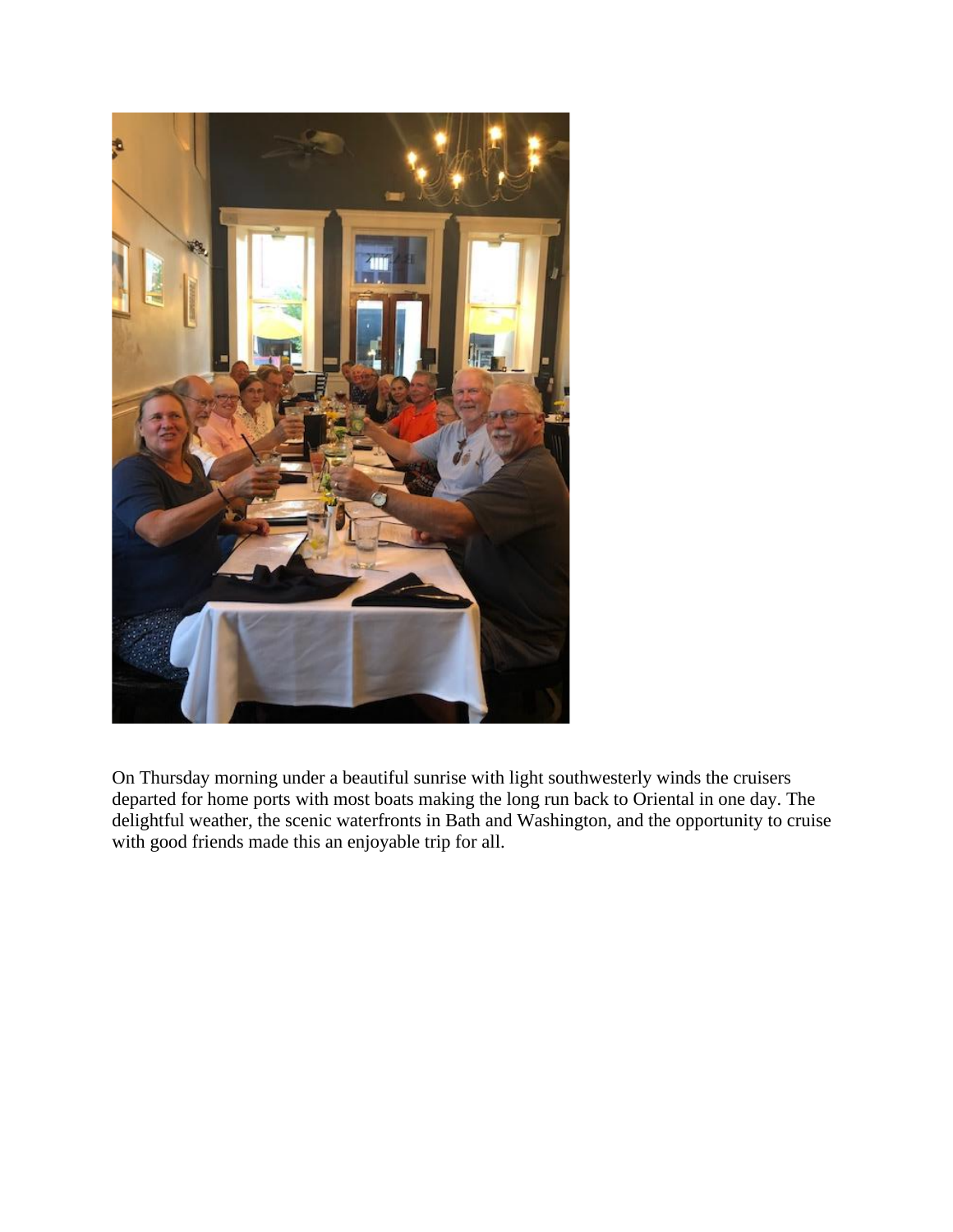On Thursday morning under a beautiful sunrise with light southwesterly winds the cruisers departed for home ports with most boats making the long run back to Oriental in one day. The delightful weather, the scenic waterfronts in Bath and Washington, and the opportunity to cruise with good friends made this an enjoyable trip for all.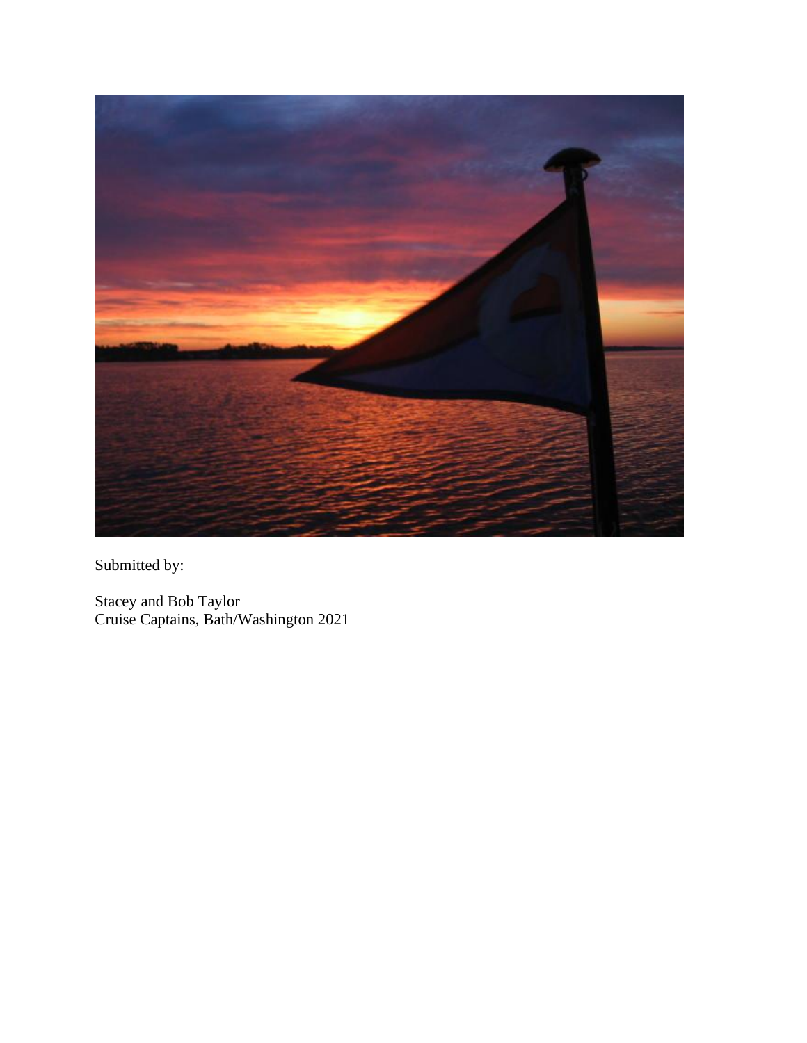Submitted by:

Stacey and Bob Taylor
Cruise Captains, Bath/Washington 2021